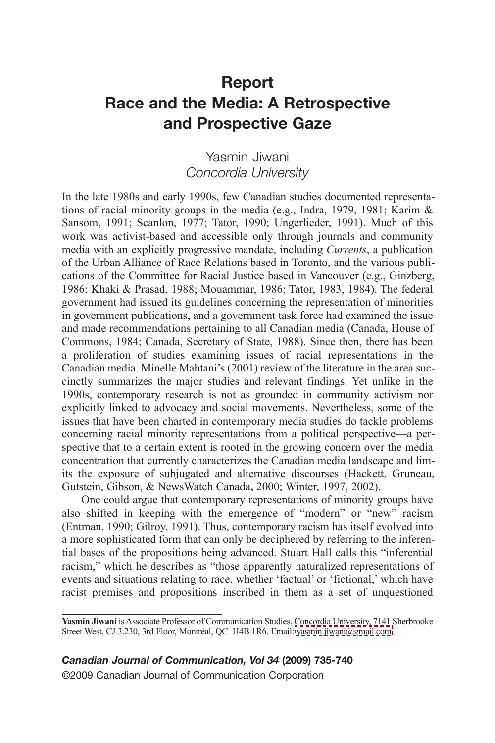# Report
# Race and the Media: A Retrospective and Prospective Gaze

Yasmin Jiwani
*Concordia University*

In the late 1980s and early 1990s, few Canadian studies documented representations of racial minority groups in the media (e.g., Indra, 1979, 1981; Karim & Sansom, 1991; Scanlon, 1977; Tator, 1990; Ungerlieder, 1991). Much of this work was activist-based and accessible only through journals and community media with an explicitly progressive mandate, including *Currents*, a publication of the Urban Alliance of Race Relations based in Toronto, and the various publications of the Committee for Racial Justice based in Vancouver (e.g., Ginzberg, 1986; Khaki & Prasad, 1988; Mouammar, 1986; Tator, 1983, 1984). The federal government had issued its guidelines concerning the representation of minorities in government publications, and a government task force had examined the issue and made recommendations pertaining to all Canadian media (Canada, House of Commons, 1984; Canada, Secretary of State, 1988). Since then, there has been a proliferation of studies examining issues of racial representations in the Canadian media. Minelle Mahtani's (2001) review of the literature in the area succinctly summarizes the major studies and relevant findings. Yet unlike in the 1990s, contemporary research is not as grounded in community activism nor explicitly linked to advocacy and social movements. Nevertheless, some of the issues that have been charted in contemporary media studies do tackle problems concerning racial minority representations from a political perspective—a perspective that to a certain extent is rooted in the growing concern over the media concentration that currently characterizes the Canadian media landscape and limits the exposure of subjugated and alternative discourses (Hackett, Gruneau, Gutstein, Gibson, & NewsWatch Canada**,** 2000; Winter, 1997, 2002).

One could argue that contemporary representations of minority groups have also shifted in keeping with the emergence of "modern" or "new" racism (Entman, 1990; Gilroy, 1991). Thus, contemporary racism has itself evolved into a more sophisticated form that can only be deciphered by referring to the inferential bases of the propositions being advanced. Stuart Hall calls this "inferential racism," which he describes as "those apparently naturalized representations of events and situations relating to race, whether 'factual' or 'fictional,' which have racist premises and propositions inscribed in them as a set of unquestioned

---

**Yasmin Jiwani** is Associate Professor of Communication Studies, Concordia University, 7141 Sherbrooke Street West, CJ 3.230, 3rd Floor, Montréal, QC H4B 1R6. Email: yasmin.jiwani@gmail.com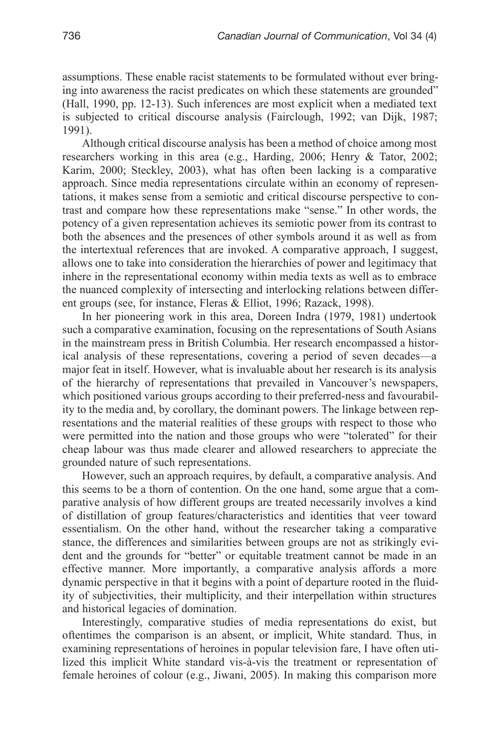assumptions. These enable racist statements to be formulated without ever bringing into awareness the racist predicates on which these statements are grounded" (Hall, 1990, pp. 12-13). Such inferences are most explicit when a mediated text is subjected to critical discourse analysis (Fairclough, 1992; van Dijk, 1987; 1991).

Although critical discourse analysis has been a method of choice among most researchers working in this area (e.g., Harding, 2006; Henry & Tator, 2002; Karim, 2000; Steckley, 2003), what has often been lacking is a comparative approach. Since media representations circulate within an economy of representations, it makes sense from a semiotic and critical discourse perspective to contrast and compare how these representations make "sense." In other words, the potency of a given representation achieves its semiotic power from its contrast to both the absences and the presences of other symbols around it as well as from the intertextual references that are invoked. A comparative approach, I suggest, allows one to take into consideration the hierarchies of power and legitimacy that inhere in the representational economy within media texts as well as to embrace the nuanced complexity of intersecting and interlocking relations between different groups (see, for instance, Fleras & Elliot, 1996; Razack, 1998).

In her pioneering work in this area, Doreen Indra (1979, 1981) undertook such a comparative examination, focusing on the representations of South Asians in the mainstream press in British Columbia. Her research encompassed a historical analysis of these representations, covering a period of seven decades—a major feat in itself. However, what is invaluable about her research is its analysis of the hierarchy of representations that prevailed in Vancouver's newspapers, which positioned various groups according to their preferred-ness and favourability to the media and, by corollary, the dominant powers. The linkage between representations and the material realities of these groups with respect to those who were permitted into the nation and those groups who were "tolerated" for their cheap labour was thus made clearer and allowed researchers to appreciate the grounded nature of such representations.

However, such an approach requires, by default, a comparative analysis. And this seems to be a thorn of contention. On the one hand, some argue that a comparative analysis of how different groups are treated necessarily involves a kind of distillation of group features/characteristics and identities that veer toward essentialism. On the other hand, without the researcher taking a comparative stance, the differences and similarities between groups are not as strikingly evident and the grounds for "better" or equitable treatment cannot be made in an effective manner. More importantly, a comparative analysis affords a more dynamic perspective in that it begins with a point of departure rooted in the fluidity of subjectivities, their multiplicity, and their interpellation within structures and historical legacies of domination.

Interestingly, comparative studies of media representations do exist, but oftentimes the comparison is an absent, or implicit, White standard. Thus, in examining representations of heroines in popular television fare, I have often utilized this implicit White standard vis-à-vis the treatment or representation of female heroines of colour (e.g., Jiwani, 2005). In making this comparison more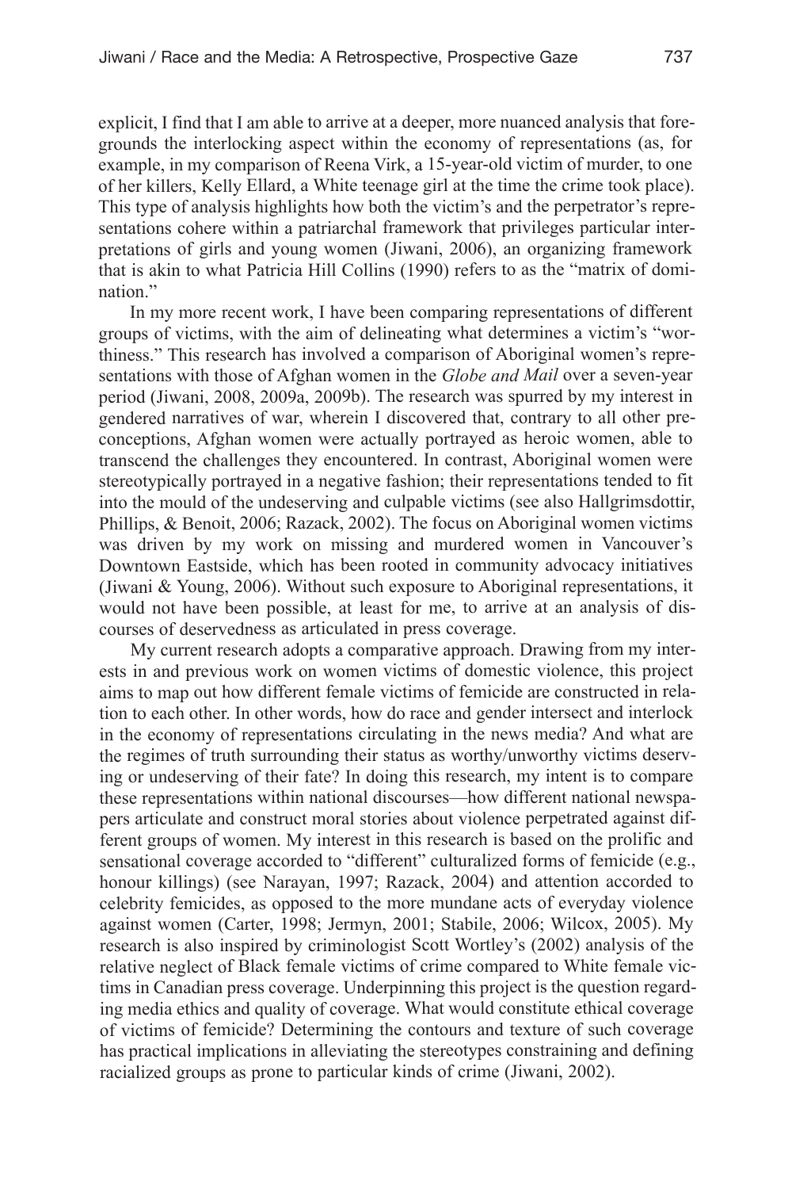explicit, I find that I am able to arrive at a deeper, more nuanced analysis that foregrounds the interlocking aspect within the economy of representations (as, for example, in my comparison of Reena Virk, a 15-year-old victim of murder, to one of her killers, Kelly Ellard, a White teenage girl at the time the crime took place). This type of analysis highlights how both the victim's and the perpetrator's representations cohere within a patriarchal framework that privileges particular interpretations of girls and young women (Jiwani, 2006), an organizing framework that is akin to what Patricia Hill Collins (1990) refers to as the "matrix of domination."

In my more recent work, I have been comparing representations of different groups of victims, with the aim of delineating what determines a victim's "worthiness." This research has involved a comparison of Aboriginal women's representations with those of Afghan women in the *Globe and Mail* over a seven-year period (Jiwani, 2008, 2009a, 2009b). The research was spurred by my interest in gendered narratives of war, wherein I discovered that, contrary to all other preconceptions, Afghan women were actually portrayed as heroic women, able to transcend the challenges they encountered. In contrast, Aboriginal women were stereotypically portrayed in a negative fashion; their representations tended to fit into the mould of the undeserving and culpable victims (see also Hallgrimsdottir, Phillips, & Benoit, 2006; Razack, 2002). The focus on Aboriginal women victims was driven by my work on missing and murdered women in Vancouver's Downtown Eastside, which has been rooted in community advocacy initiatives (Jiwani & Young, 2006). Without such exposure to Aboriginal representations, it would not have been possible, at least for me, to arrive at an analysis of discourses of deservedness as articulated in press coverage.

My current research adopts a comparative approach. Drawing from my interests in and previous work on women victims of domestic violence, this project aims to map out how different female victims of femicide are constructed in relation to each other. In other words, how do race and gender intersect and interlock in the economy of representations circulating in the news media? And what are the regimes of truth surrounding their status as worthy/unworthy victims deserving or undeserving of their fate? In doing this research, my intent is to compare these representations within national discourses—how different national newspapers articulate and construct moral stories about violence perpetrated against different groups of women. My interest in this research is based on the prolific and sensational coverage accorded to "different" culturalized forms of femicide (e.g., honour killings) (see Narayan, 1997; Razack, 2004) and attention accorded to celebrity femicides, as opposed to the more mundane acts of everyday violence against women (Carter, 1998; Jermyn, 2001; Stabile, 2006; Wilcox, 2005). My research is also inspired by criminologist Scott Wortley's (2002) analysis of the relative neglect of Black female victims of crime compared to White female victims in Canadian press coverage. Underpinning this project is the question regarding media ethics and quality of coverage. What would constitute ethical coverage of victims of femicide? Determining the contours and texture of such coverage has practical implications in alleviating the stereotypes constraining and defining racialized groups as prone to particular kinds of crime (Jiwani, 2002).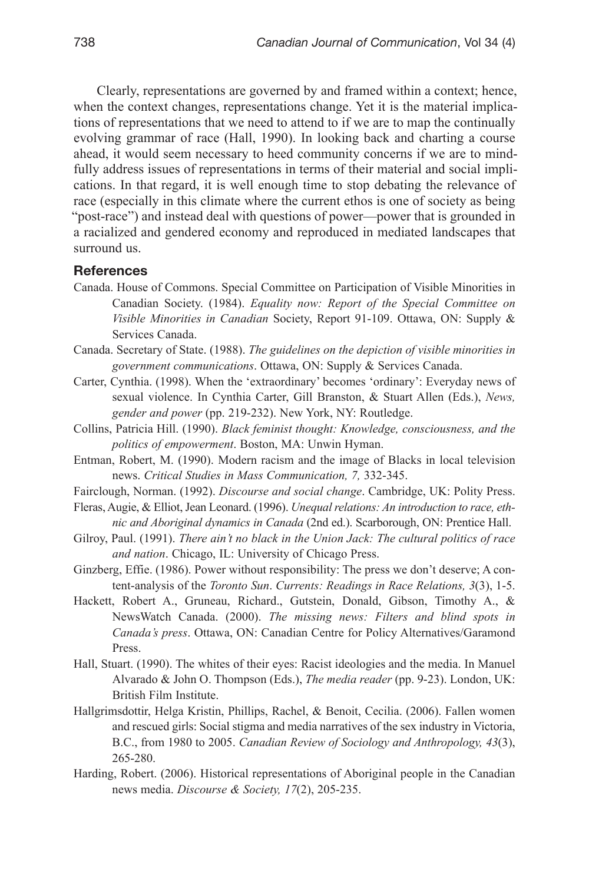Clearly, representations are governed by and framed within a context; hence, when the context changes, representations change. Yet it is the material implications of representations that we need to attend to if we are to map the continually evolving grammar of race (Hall, 1990). In looking back and charting a course ahead, it would seem necessary to heed community concerns if we are to mindfully address issues of representations in terms of their material and social implications. In that regard, it is well enough time to stop debating the relevance of race (especially in this climate where the current ethos is one of society as being "post-race") and instead deal with questions of power—power that is grounded in a racialized and gendered economy and reproduced in mediated landscapes that surround us.

## References

Canada. House of Commons. Special Committee on Participation of Visible Minorities in Canadian Society. (1984). *Equality now: Report of the Special Committee on Visible Minorities in Canadian* Society, Report 91-109. Ottawa, ON: Supply & Services Canada.

Canada. Secretary of State. (1988). *The guidelines on the depiction of visible minorities in government communications*. Ottawa, ON: Supply & Services Canada.

Carter, Cynthia. (1998). When the 'extraordinary' becomes 'ordinary': Everyday news of sexual violence. In Cynthia Carter, Gill Branston, & Stuart Allen (Eds.), *News, gender and power* (pp. 219-232). New York, NY: Routledge.

Collins, Patricia Hill. (1990). *Black feminist thought: Knowledge, consciousness, and the politics of empowerment*. Boston, MA: Unwin Hyman.

Entman, Robert, M. (1990). Modern racism and the image of Blacks in local television news. *Critical Studies in Mass Communication, 7,* 332-345.

Fairclough, Norman. (1992). *Discourse and social change*. Cambridge, UK: Polity Press.

Fleras, Augie, & Elliot, Jean Leonard. (1996). *Unequal relations: An introduction to race, ethnic and Aboriginal dynamics in Canada* (2nd ed.). Scarborough, ON: Prentice Hall.

Gilroy, Paul. (1991). *There ain't no black in the Union Jack: The cultural politics of race and nation*. Chicago, IL: University of Chicago Press.

Ginzberg, Effie. (1986). Power without responsibility: The press we don't deserve; A content-analysis of the *Toronto Sun*. *Currents: Readings in Race Relations, 3*(3), 1-5.

Hackett, Robert A., Gruneau, Richard., Gutstein, Donald, Gibson, Timothy A., & NewsWatch Canada. (2000). *The missing news: Filters and blind spots in Canada's press*. Ottawa, ON: Canadian Centre for Policy Alternatives/Garamond Press.

Hall, Stuart. (1990). The whites of their eyes: Racist ideologies and the media. In Manuel Alvarado & John O. Thompson (Eds.), *The media reader* (pp. 9-23). London, UK: British Film Institute.

Hallgrimsdottir, Helga Kristin, Phillips, Rachel, & Benoit, Cecilia. (2006). Fallen women and rescued girls: Social stigma and media narratives of the sex industry in Victoria, B.C., from 1980 to 2005. *Canadian Review of Sociology and Anthropology, 43*(3), 265-280.

Harding, Robert. (2006). Historical representations of Aboriginal people in the Canadian news media. *Discourse & Society, 17*(2), 205-235.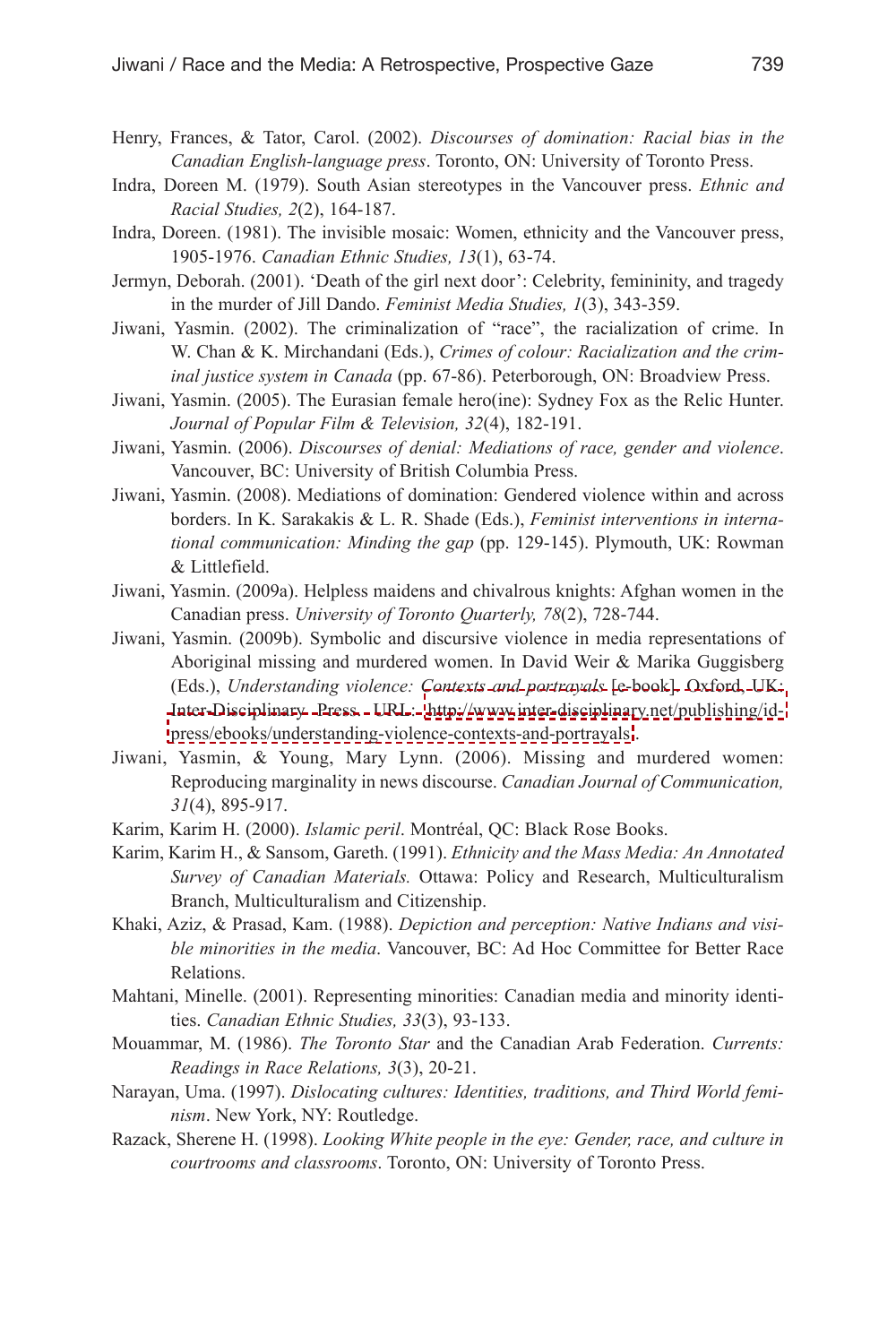Henry, Frances, & Tator, Carol. (2002). *Discourses of domination: Racial bias in the Canadian English-language press*. Toronto, ON: University of Toronto Press.

Indra, Doreen M. (1979). South Asian stereotypes in the Vancouver press. *Ethnic and Racial Studies, 2*(2), 164-187.

Indra, Doreen. (1981). The invisible mosaic: Women, ethnicity and the Vancouver press, 1905-1976. *Canadian Ethnic Studies, 13*(1), 63-74.

Jermyn, Deborah. (2001). 'Death of the girl next door': Celebrity, femininity, and tragedy in the murder of Jill Dando. *Feminist Media Studies, 1*(3), 343-359.

Jiwani, Yasmin. (2002). The criminalization of "race", the racialization of crime. In W. Chan & K. Mirchandani (Eds.), *Crimes of colour: Racialization and the criminal justice system in Canada* (pp. 67-86). Peterborough, ON: Broadview Press.

Jiwani, Yasmin. (2005). The Eurasian female hero(ine): Sydney Fox as the Relic Hunter. *Journal of Popular Film & Television, 32*(4), 182-191.

Jiwani, Yasmin. (2006). *Discourses of denial: Mediations of race, gender and violence*. Vancouver, BC: University of British Columbia Press.

Jiwani, Yasmin. (2008). Mediations of domination: Gendered violence within and across borders. In K. Sarakakis & L. R. Shade (Eds.), *Feminist interventions in international communication: Minding the gap* (pp. 129-145). Plymouth, UK: Rowman & Littlefield.

Jiwani, Yasmin. (2009a). Helpless maidens and chivalrous knights: Afghan women in the Canadian press. *University of Toronto Quarterly, 78*(2), 728-744.

Jiwani, Yasmin. (2009b). Symbolic and discursive violence in media representations of Aboriginal missing and murdered women. In David Weir & Marika Guggisberg (Eds.), *Understanding violence: Contexts and portrayals* [e-book]. Oxford, UK: Inter-Disciplinary Press. URL: http://www.inter-disciplinary.net/publishing/id-press/ebooks/understanding-violence-contexts-and-portrayals.

Jiwani, Yasmin, & Young, Mary Lynn. (2006). Missing and murdered women: Reproducing marginality in news discourse. *Canadian Journal of Communication, 31*(4), 895-917.

Karim, Karim H. (2000). *Islamic peril*. Montréal, QC: Black Rose Books.

Karim, Karim H., & Sansom, Gareth. (1991). *Ethnicity and the Mass Media: An Annotated Survey of Canadian Materials.* Ottawa: Policy and Research, Multiculturalism Branch, Multiculturalism and Citizenship.

Khaki, Aziz, & Prasad, Kam. (1988). *Depiction and perception: Native Indians and visible minorities in the media*. Vancouver, BC: Ad Hoc Committee for Better Race Relations.

Mahtani, Minelle. (2001). Representing minorities: Canadian media and minority identities. *Canadian Ethnic Studies, 33*(3), 93-133.

Mouammar, M. (1986). *The Toronto Star* and the Canadian Arab Federation. *Currents: Readings in Race Relations, 3*(3), 20-21.

Narayan, Uma. (1997). *Dislocating cultures: Identities, traditions, and Third World feminism*. New York, NY: Routledge.

Razack, Sherene H. (1998). *Looking White people in the eye: Gender, race, and culture in courtrooms and classrooms*. Toronto, ON: University of Toronto Press.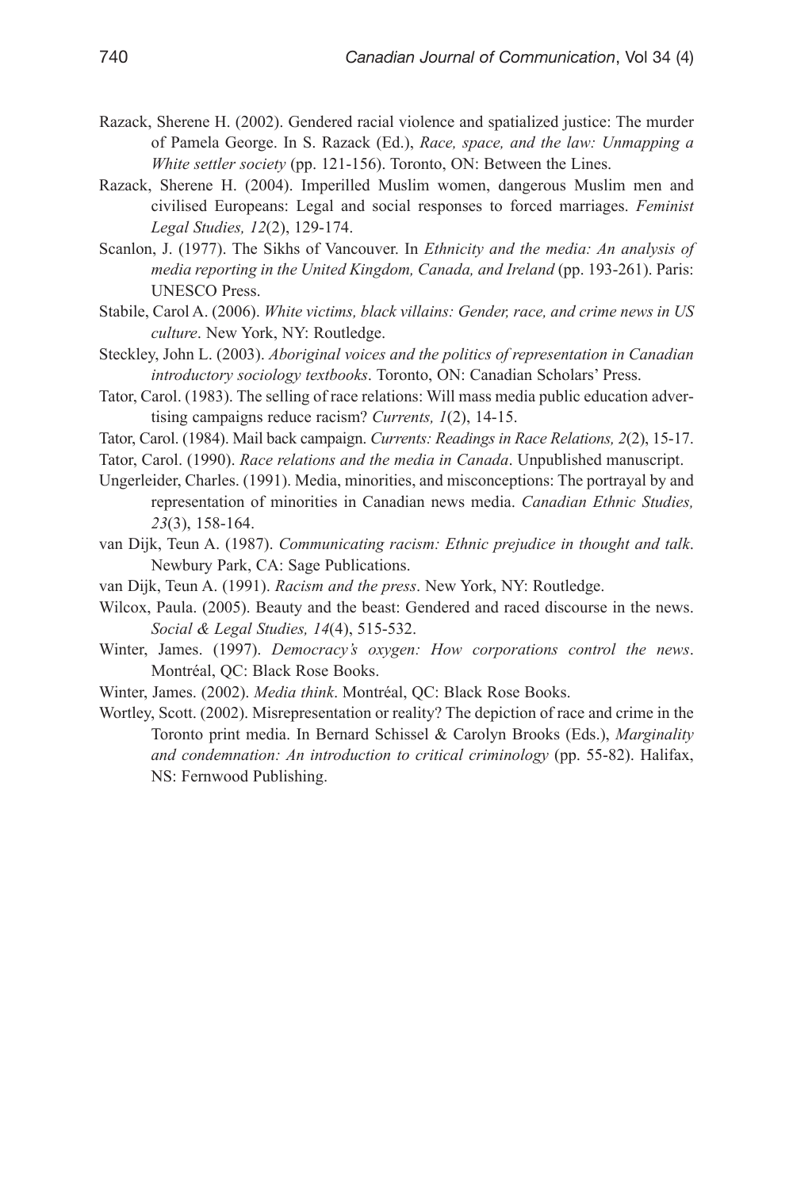Razack, Sherene H. (2002). Gendered racial violence and spatialized justice: The murder of Pamela George. In S. Razack (Ed.), *Race, space, and the law: Unmapping a White settler society* (pp. 121-156). Toronto, ON: Between the Lines.

Razack, Sherene H. (2004). Imperilled Muslim women, dangerous Muslim men and civilised Europeans: Legal and social responses to forced marriages. *Feminist Legal Studies, 12*(2), 129-174.

Scanlon, J. (1977). The Sikhs of Vancouver. In *Ethnicity and the media: An analysis of media reporting in the United Kingdom, Canada, and Ireland* (pp. 193-261). Paris: UNESCO Press.

Stabile, Carol A. (2006). *White victims, black villains: Gender, race, and crime news in US culture*. New York, NY: Routledge.

Steckley, John L. (2003). *Aboriginal voices and the politics of representation in Canadian introductory sociology textbooks*. Toronto, ON: Canadian Scholars' Press.

Tator, Carol. (1983). The selling of race relations: Will mass media public education advertising campaigns reduce racism? *Currents, 1*(2), 14-15.

Tator, Carol. (1984). Mail back campaign. *Currents: Readings in Race Relations, 2*(2), 15-17.

Tator, Carol. (1990). *Race relations and the media in Canada*. Unpublished manuscript.

Ungerleider, Charles. (1991). Media, minorities, and misconceptions: The portrayal by and representation of minorities in Canadian news media. *Canadian Ethnic Studies, 23*(3), 158-164.

van Dijk, Teun A. (1987). *Communicating racism: Ethnic prejudice in thought and talk*. Newbury Park, CA: Sage Publications.

van Dijk, Teun A. (1991). *Racism and the press*. New York, NY: Routledge.

Wilcox, Paula. (2005). Beauty and the beast: Gendered and raced discourse in the news. *Social & Legal Studies, 14*(4), 515-532.

Winter, James. (1997). *Democracy's oxygen: How corporations control the news*. Montréal, QC: Black Rose Books.

Winter, James. (2002). *Media think*. Montréal, QC: Black Rose Books.

Wortley, Scott. (2002). Misrepresentation or reality? The depiction of race and crime in the Toronto print media. In Bernard Schissel & Carolyn Brooks (Eds.), *Marginality and condemnation: An introduction to critical criminology* (pp. 55-82). Halifax, NS: Fernwood Publishing.